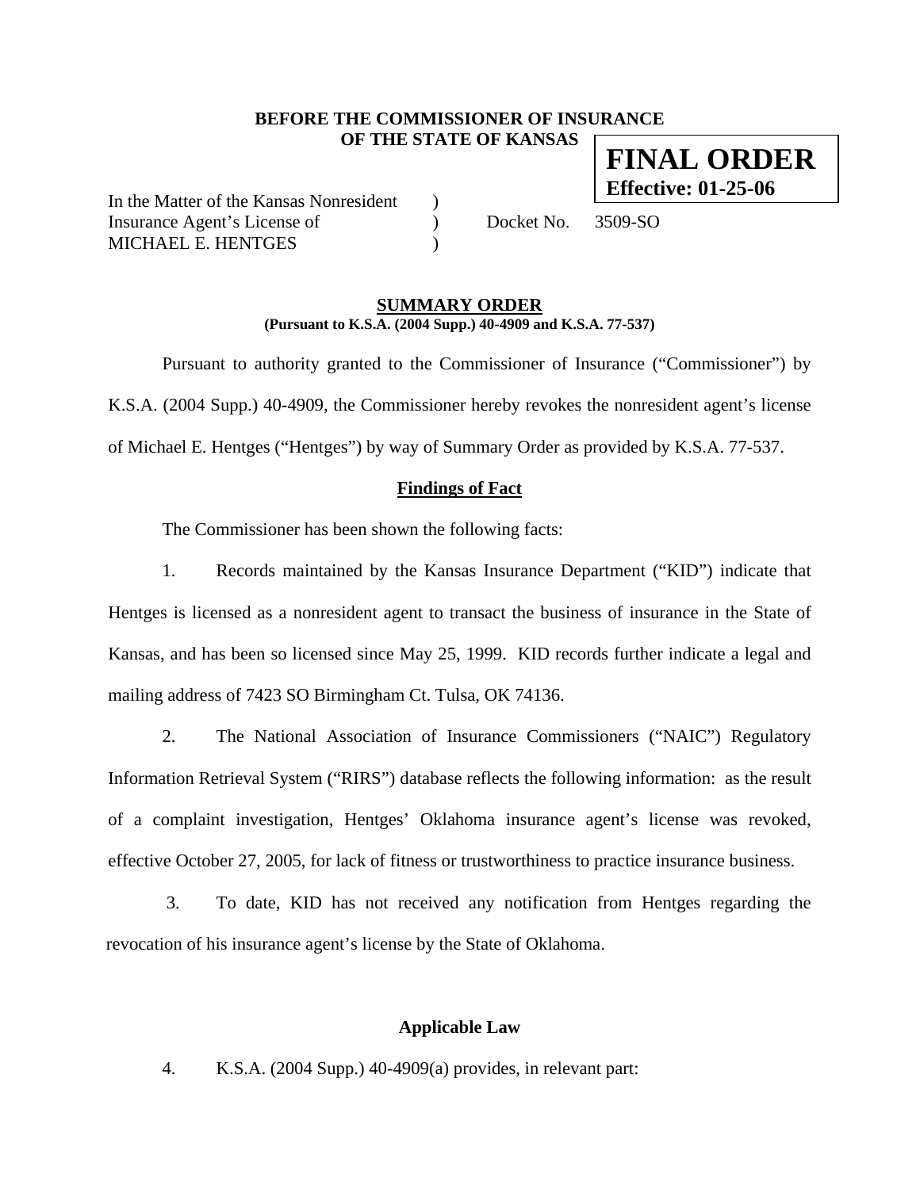**BEFORE THE COMMISSIONER OF INSURANCE**
**OF THE STATE OF KANSAS**

**FINAL ORDER**
**Effective: 01-25-06**

In the Matter of the Kansas Nonresident )
Insurance Agent's License of ) Docket No. 3509-SO
MICHAEL E. HENTGES )

## SUMMARY ORDER

**(Pursuant to K.S.A. (2004 Supp.) 40-4909 and K.S.A. 77-537)**

Pursuant to authority granted to the Commissioner of Insurance ("Commissioner") by K.S.A. (2004 Supp.) 40-4909, the Commissioner hereby revokes the nonresident agent's license of Michael E. Hentges ("Hentges") by way of Summary Order as provided by K.S.A. 77-537.

### Findings of Fact

The Commissioner has been shown the following facts:

1. Records maintained by the Kansas Insurance Department ("KID") indicate that Hentges is licensed as a nonresident agent to transact the business of insurance in the State of Kansas, and has been so licensed since May 25, 1999. KID records further indicate a legal and mailing address of 7423 SO Birmingham Ct. Tulsa, OK 74136.

2. The National Association of Insurance Commissioners ("NAIC") Regulatory Information Retrieval System ("RIRS") database reflects the following information: as the result of a complaint investigation, Hentges' Oklahoma insurance agent's license was revoked, effective October 27, 2005, for lack of fitness or trustworthiness to practice insurance business.

3. To date, KID has not received any notification from Hentges regarding the revocation of his insurance agent's license by the State of Oklahoma.

### Applicable Law

4. K.S.A. (2004 Supp.) 40-4909(a) provides, in relevant part: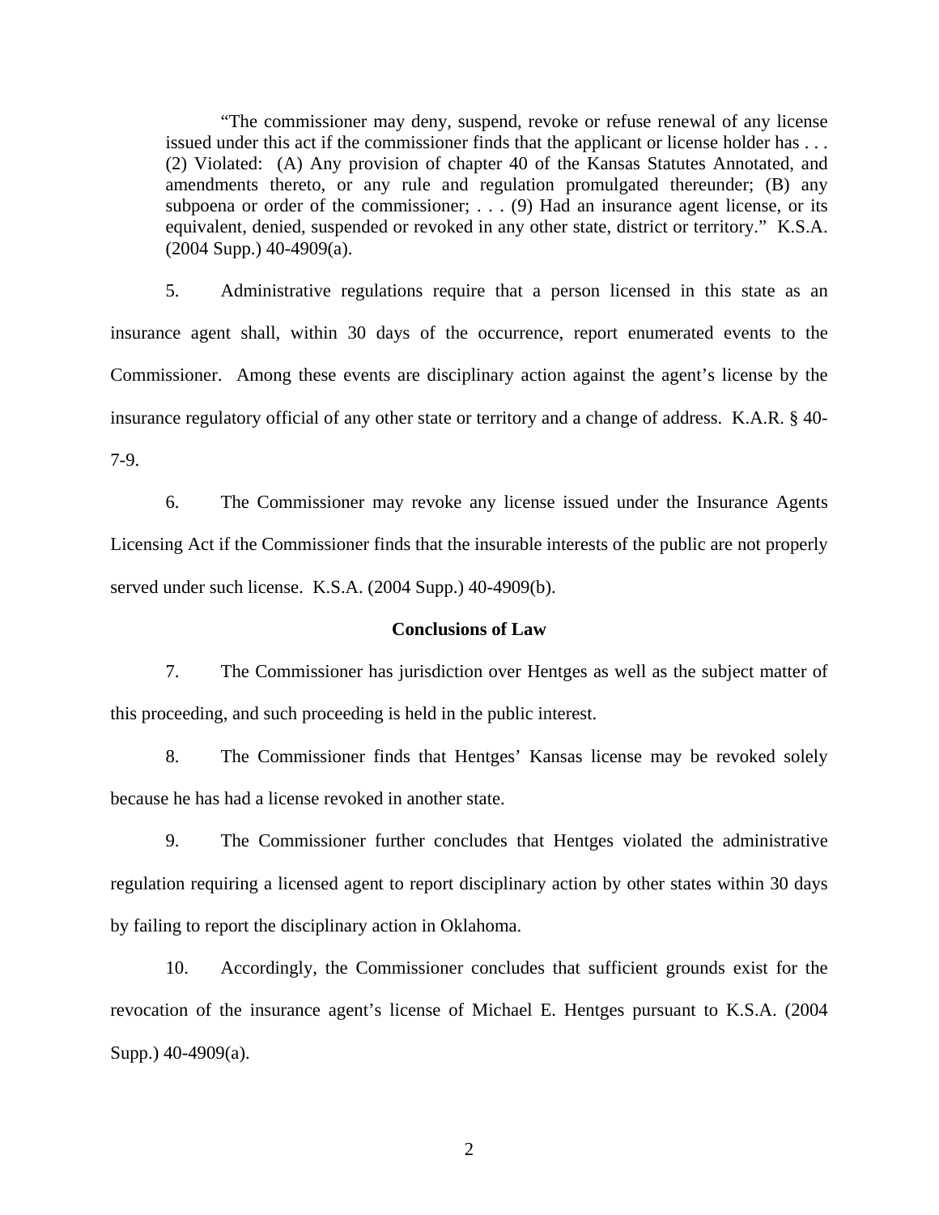> "The commissioner may deny, suspend, revoke or refuse renewal of any license issued under this act if the commissioner finds that the applicant or license holder has . . . (2) Violated: (A) Any provision of chapter 40 of the Kansas Statutes Annotated, and amendments thereto, or any rule and regulation promulgated thereunder; (B) any subpoena or order of the commissioner; . . . (9) Had an insurance agent license, or its equivalent, denied, suspended or revoked in any other state, district or territory." K.S.A. (2004 Supp.) 40-4909(a).

5. Administrative regulations require that a person licensed in this state as an insurance agent shall, within 30 days of the occurrence, report enumerated events to the Commissioner. Among these events are disciplinary action against the agent's license by the insurance regulatory official of any other state or territory and a change of address. K.A.R. § 40-7-9.

6. The Commissioner may revoke any license issued under the Insurance Agents Licensing Act if the Commissioner finds that the insurable interests of the public are not properly served under such license. K.S.A. (2004 Supp.) 40-4909(b).

**Conclusions of Law**

7. The Commissioner has jurisdiction over Hentges as well as the subject matter of this proceeding, and such proceeding is held in the public interest.

8. The Commissioner finds that Hentges' Kansas license may be revoked solely because he has had a license revoked in another state.

9. The Commissioner further concludes that Hentges violated the administrative regulation requiring a licensed agent to report disciplinary action by other states within 30 days by failing to report the disciplinary action in Oklahoma.

10. Accordingly, the Commissioner concludes that sufficient grounds exist for the revocation of the insurance agent's license of Michael E. Hentges pursuant to K.S.A. (2004 Supp.) 40-4909(a).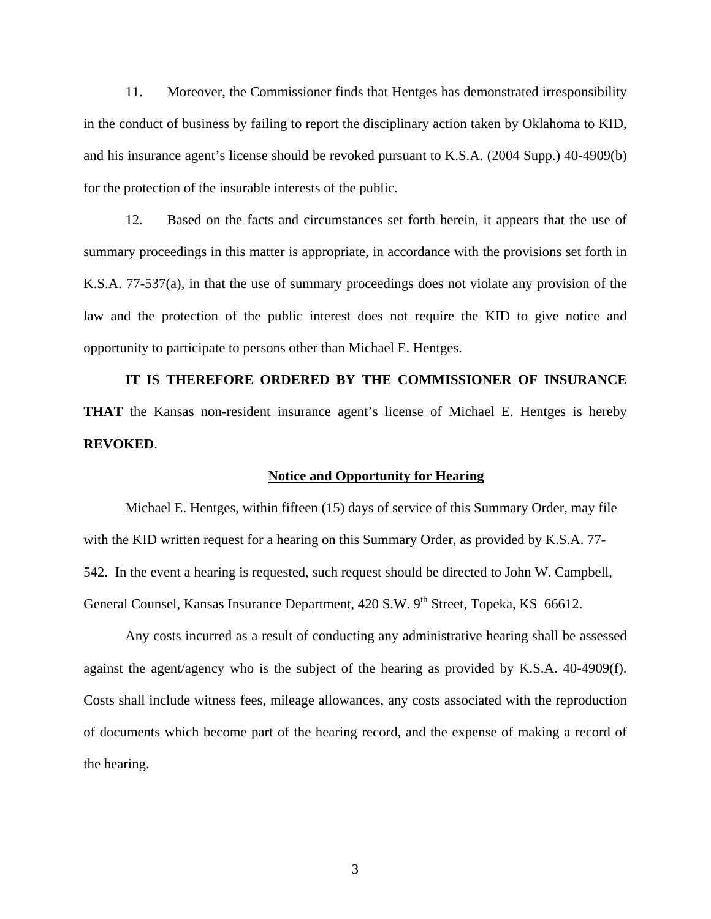11. Moreover, the Commissioner finds that Hentges has demonstrated irresponsibility in the conduct of business by failing to report the disciplinary action taken by Oklahoma to KID, and his insurance agent's license should be revoked pursuant to K.S.A. (2004 Supp.) 40-4909(b) for the protection of the insurable interests of the public.

12. Based on the facts and circumstances set forth herein, it appears that the use of summary proceedings in this matter is appropriate, in accordance with the provisions set forth in K.S.A. 77-537(a), in that the use of summary proceedings does not violate any provision of the law and the protection of the public interest does not require the KID to give notice and opportunity to participate to persons other than Michael E. Hentges.

**IT IS THEREFORE ORDERED BY THE COMMISSIONER OF INSURANCE THAT** the Kansas non-resident insurance agent's license of Michael E. Hentges is hereby **REVOKED**.

**Notice and Opportunity for Hearing**

Michael E. Hentges, within fifteen (15) days of service of this Summary Order, may file with the KID written request for a hearing on this Summary Order, as provided by K.S.A. 77-542. In the event a hearing is requested, such request should be directed to John W. Campbell, General Counsel, Kansas Insurance Department, 420 S.W. 9th Street, Topeka, KS 66612.

Any costs incurred as a result of conducting any administrative hearing shall be assessed against the agent/agency who is the subject of the hearing as provided by K.S.A. 40-4909(f). Costs shall include witness fees, mileage allowances, any costs associated with the reproduction of documents which become part of the hearing record, and the expense of making a record of the hearing.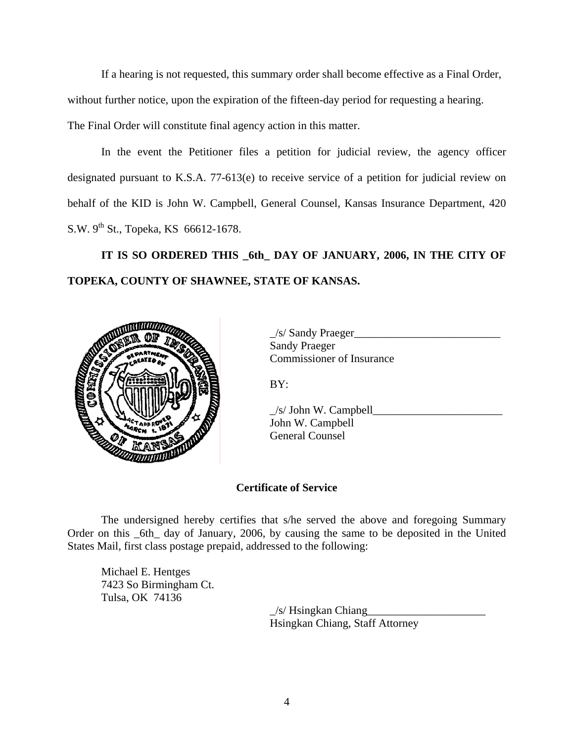If a hearing is not requested, this summary order shall become effective as a Final Order, without further notice, upon the expiration of the fifteen-day period for requesting a hearing. The Final Order will constitute final agency action in this matter.

In the event the Petitioner files a petition for judicial review, the agency officer designated pursuant to K.S.A. 77-613(e) to receive service of a petition for judicial review on behalf of the KID is John W. Campbell, General Counsel, Kansas Insurance Department, 420 S.W. 9th St., Topeka, KS 66612-1678.

**IT IS SO ORDERED THIS _6th_ DAY OF JANUARY, 2006, IN THE CITY OF TOPEKA, COUNTY OF SHAWNEE, STATE OF KANSAS.**

_/s/ Sandy Praeger__________________________
Sandy Praeger
Commissioner of Insurance

BY:

_/s/ John W. Campbell_______________________
John W. Campbell
General Counsel

**Certificate of Service**

The undersigned hereby certifies that s/he served the above and foregoing Summary Order on this _6th_ day of January, 2006, by causing the same to be deposited in the United States Mail, first class postage prepaid, addressed to the following:

Michael E. Hentges
7423 So Birmingham Ct.
Tulsa, OK 74136

_/s/ Hsingkan Chiang_____________________
Hsingkan Chiang, Staff Attorney